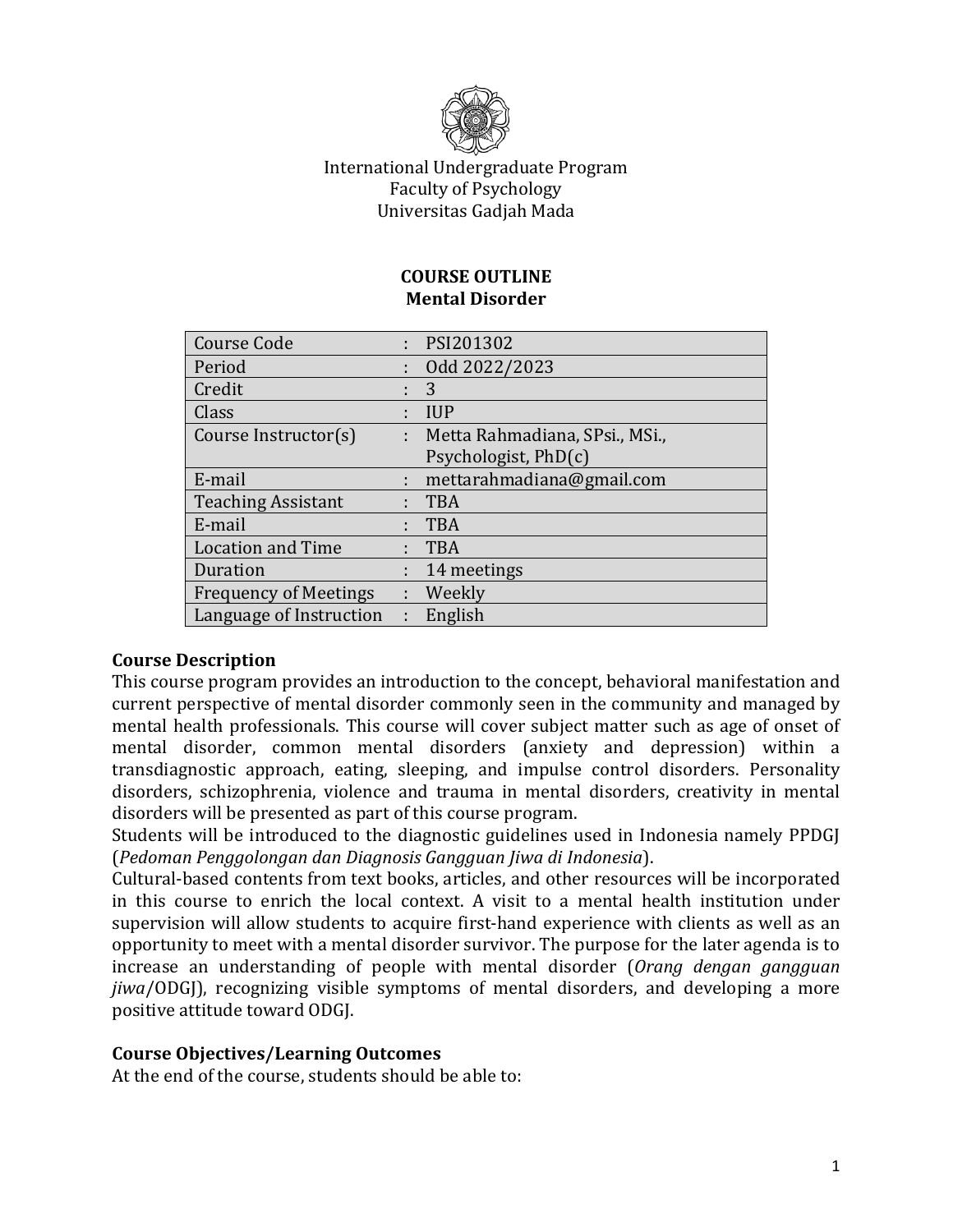International Undergraduate Program
Faculty of Psychology
Universitas Gadjah Mada

**COURSE OUTLINE**
**Mental Disorder**

| | | |
|---|---|---|
| Course Code | : | PSI201302 |
| Period | : | Odd 2022/2023 |
| Credit | : | 3 |
| Class | : | IUP |
| Course Instructor(s) | : | Metta Rahmadiana, SPsi., MSi., Psychologist, PhD(c) |
| E-mail | : | mettarahmadiana@gmail.com |
| Teaching Assistant | : | TBA |
| E-mail | : | TBA |
| Location and Time | : | TBA |
| Duration | : | 14 meetings |
| Frequency of Meetings | : | Weekly |
| Language of Instruction | : | English |

## Course Description

This course program provides an introduction to the concept, behavioral manifestation and current perspective of mental disorder commonly seen in the community and managed by mental health professionals. This course will cover subject matter such as age of onset of mental disorder, common mental disorders (anxiety and depression) within a transdiagnostic approach, eating, sleeping, and impulse control disorders. Personality disorders, schizophrenia, violence and trauma in mental disorders, creativity in mental disorders will be presented as part of this course program.

Students will be introduced to the diagnostic guidelines used in Indonesia namely PPDGJ (*Pedoman Penggolongan dan Diagnosis Gangguan Jiwa di Indonesia*).

Cultural-based contents from text books, articles, and other resources will be incorporated in this course to enrich the local context. A visit to a mental health institution under supervision will allow students to acquire first-hand experience with clients as well as an opportunity to meet with a mental disorder survivor. The purpose for the later agenda is to increase an understanding of people with mental disorder (*Orang dengan gangguan jiwa*/ODGJ), recognizing visible symptoms of mental disorders, and developing a more positive attitude toward ODGJ.

## Course Objectives/Learning Outcomes

At the end of the course, students should be able to: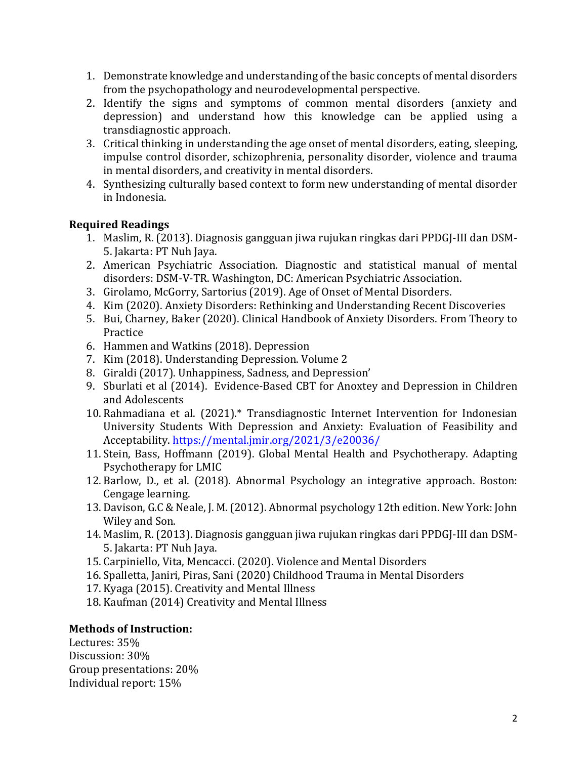1. Demonstrate knowledge and understanding of the basic concepts of mental disorders from the psychopathology and neurodevelopmental perspective.
2. Identify the signs and symptoms of common mental disorders (anxiety and depression) and understand how this knowledge can be applied using a transdiagnostic approach.
3. Critical thinking in understanding the age onset of mental disorders, eating, sleeping, impulse control disorder, schizophrenia, personality disorder, violence and trauma in mental disorders, and creativity in mental disorders.
4. Synthesizing culturally based context to form new understanding of mental disorder in Indonesia.

**Required Readings**

1. Maslim, R. (2013). Diagnosis gangguan jiwa rujukan ringkas dari PPDGJ-III dan DSM-5. Jakarta: PT Nuh Jaya.
2. American Psychiatric Association. Diagnostic and statistical manual of mental disorders: DSM-V-TR. Washington, DC: American Psychiatric Association.
3. Girolamo, McGorry, Sartorius (2019). Age of Onset of Mental Disorders.
4. Kim (2020). Anxiety Disorders: Rethinking and Understanding Recent Discoveries
5. Bui, Charney, Baker (2020). Clinical Handbook of Anxiety Disorders. From Theory to Practice
6. Hammen and Watkins (2018). Depression
7. Kim (2018). Understanding Depression. Volume 2
8. Giraldi (2017). Unhappiness, Sadness, and Depression'
9. Sburlati et al (2014). Evidence-Based CBT for Anoxtey and Depression in Children and Adolescents
10. Rahmadiana et al. (2021).* Transdiagnostic Internet Intervention for Indonesian University Students With Depression and Anxiety: Evaluation of Feasibility and Acceptability. https://mental.jmir.org/2021/3/e20036/
11. Stein, Bass, Hoffmann (2019). Global Mental Health and Psychotherapy. Adapting Psychotherapy for LMIC
12. Barlow, D., et al. (2018). Abnormal Psychology an integrative approach. Boston: Cengage learning.
13. Davison, G.C & Neale, J. M. (2012). Abnormal psychology 12th edition. New York: John Wiley and Son.
14. Maslim, R. (2013). Diagnosis gangguan jiwa rujukan ringkas dari PPDGJ-III dan DSM-5. Jakarta: PT Nuh Jaya.
15. Carpiniello, Vita, Mencacci. (2020). Violence and Mental Disorders
16. Spalletta, Janiri, Piras, Sani (2020) Childhood Trauma in Mental Disorders
17. Kyaga (2015). Creativity and Mental Illness
18. Kaufman (2014) Creativity and Mental Illness

**Methods of Instruction:**

Lectures: 35%
Discussion: 30%
Group presentations: 20%
Individual report: 15%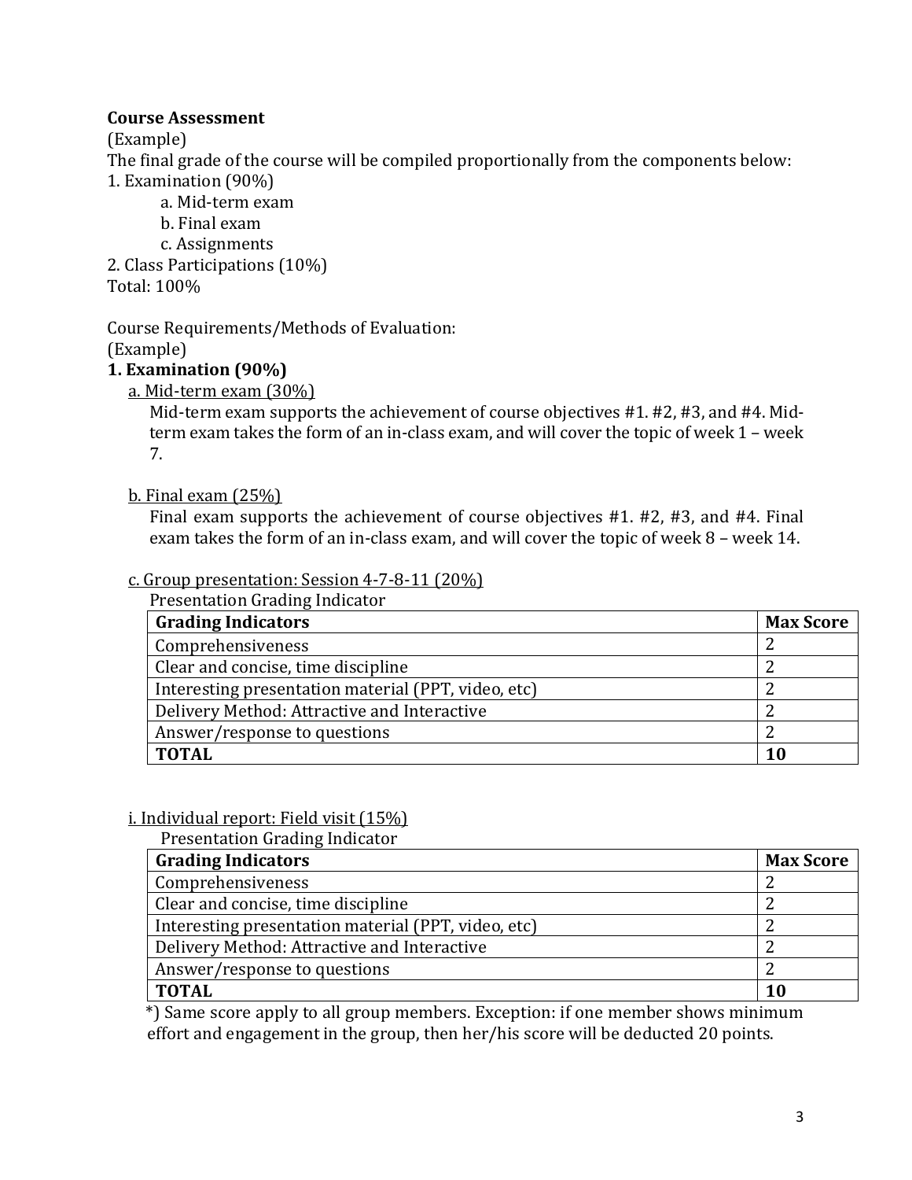**Course Assessment**
(Example)
The final grade of the course will be compiled proportionally from the components below:

1. Examination (90%)
   a. Mid-term exam
   b. Final exam
   c. Assignments
2. Class Participations (10%)

Total: 100%

Course Requirements/Methods of Evaluation:
(Example)

**1. Examination (90%)**

<u>a. Mid-term exam (30%)</u>

Mid-term exam supports the achievement of course objectives #1. #2, #3, and #4. Mid-term exam takes the form of an in-class exam, and will cover the topic of week 1 – week 7.

<u>b. Final exam (25%)</u>

Final exam supports the achievement of course objectives #1. #2, #3, and #4. Final exam takes the form of an in-class exam, and will cover the topic of week 8 – week 14.

<u>c. Group presentation: Session 4-7-8-11 (20%)</u>

Presentation Grading Indicator

| **Grading Indicators** | **Max Score** |
|---|---|
| Comprehensiveness | 2 |
| Clear and concise, time discipline | 2 |
| Interesting presentation material (PPT, video, etc) | 2 |
| Delivery Method: Attractive and Interactive | 2 |
| Answer/response to questions | 2 |
| **TOTAL** | **10** |

<u>i. Individual report: Field visit (15%)</u>

Presentation Grading Indicator

| **Grading Indicators** | **Max Score** |
|---|---|
| Comprehensiveness | 2 |
| Clear and concise, time discipline | 2 |
| Interesting presentation material (PPT, video, etc) | 2 |
| Delivery Method: Attractive and Interactive | 2 |
| Answer/response to questions | 2 |
| **TOTAL** | **10** |

*) Same score apply to all group members. Exception: if one member shows minimum effort and engagement in the group, then her/his score will be deducted 20 points.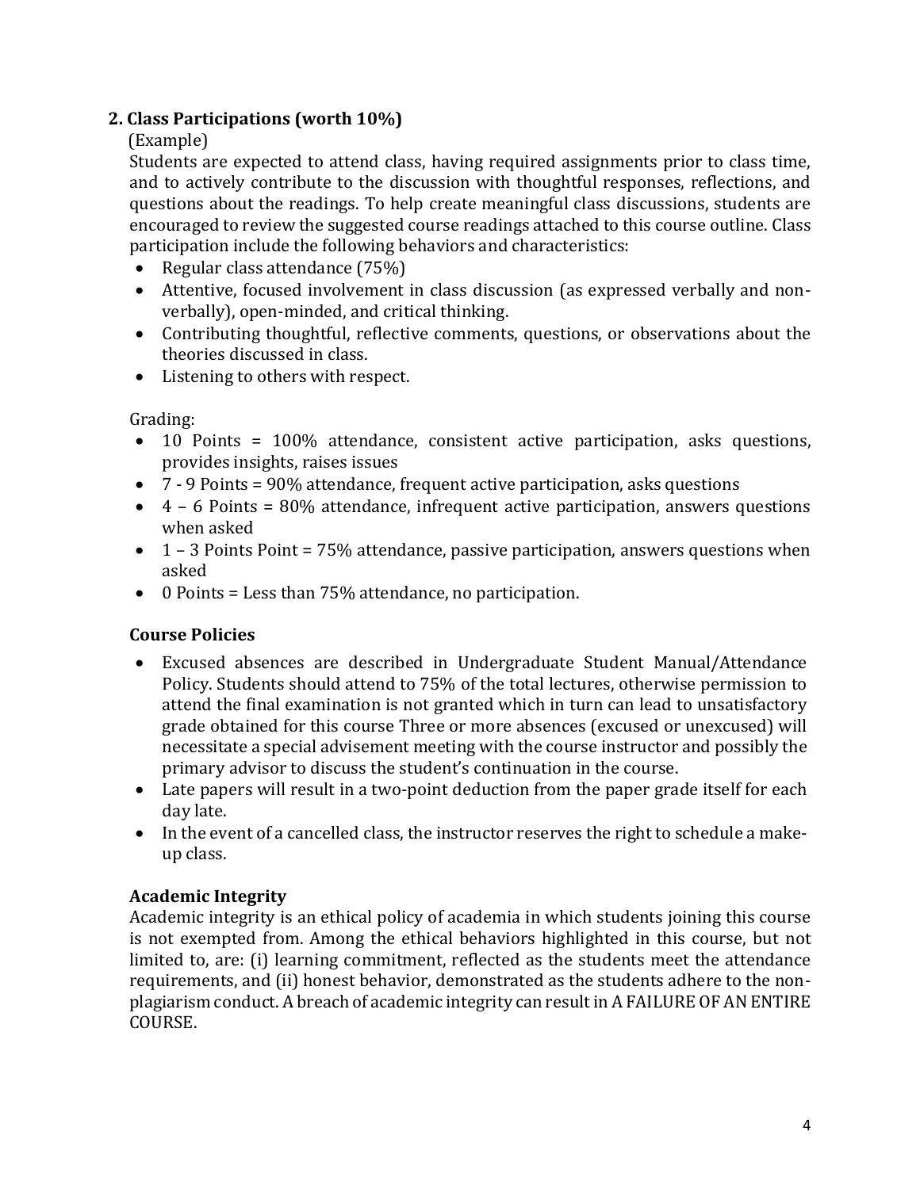### 2. Class Participations (worth 10%)

(Example)

Students are expected to attend class, having required assignments prior to class time, and to actively contribute to the discussion with thoughtful responses, reflections, and questions about the readings. To help create meaningful class discussions, students are encouraged to review the suggested course readings attached to this course outline. Class participation include the following behaviors and characteristics:

- Regular class attendance (75%)
- Attentive, focused involvement in class discussion (as expressed verbally and non-verbally), open-minded, and critical thinking.
- Contributing thoughtful, reflective comments, questions, or observations about the theories discussed in class.
- Listening to others with respect.

Grading:

- 10 Points = 100% attendance, consistent active participation, asks questions, provides insights, raises issues
- 7 - 9 Points = 90% attendance, frequent active participation, asks questions
- 4 – 6 Points = 80% attendance, infrequent active participation, answers questions when asked
- 1 – 3 Points Point = 75% attendance, passive participation, answers questions when asked
- 0 Points = Less than 75% attendance, no participation.

### Course Policies

- Excused absences are described in Undergraduate Student Manual/Attendance Policy. Students should attend to 75% of the total lectures, otherwise permission to attend the final examination is not granted which in turn can lead to unsatisfactory grade obtained for this course Three or more absences (excused or unexcused) will necessitate a special advisement meeting with the course instructor and possibly the primary advisor to discuss the student's continuation in the course.
- Late papers will result in a two-point deduction from the paper grade itself for each day late.
- In the event of a cancelled class, the instructor reserves the right to schedule a make-up class.

### Academic Integrity

Academic integrity is an ethical policy of academia in which students joining this course is not exempted from. Among the ethical behaviors highlighted in this course, but not limited to, are: (i) learning commitment, reflected as the students meet the attendance requirements, and (ii) honest behavior, demonstrated as the students adhere to the non-plagiarism conduct. A breach of academic integrity can result in A FAILURE OF AN ENTIRE COURSE.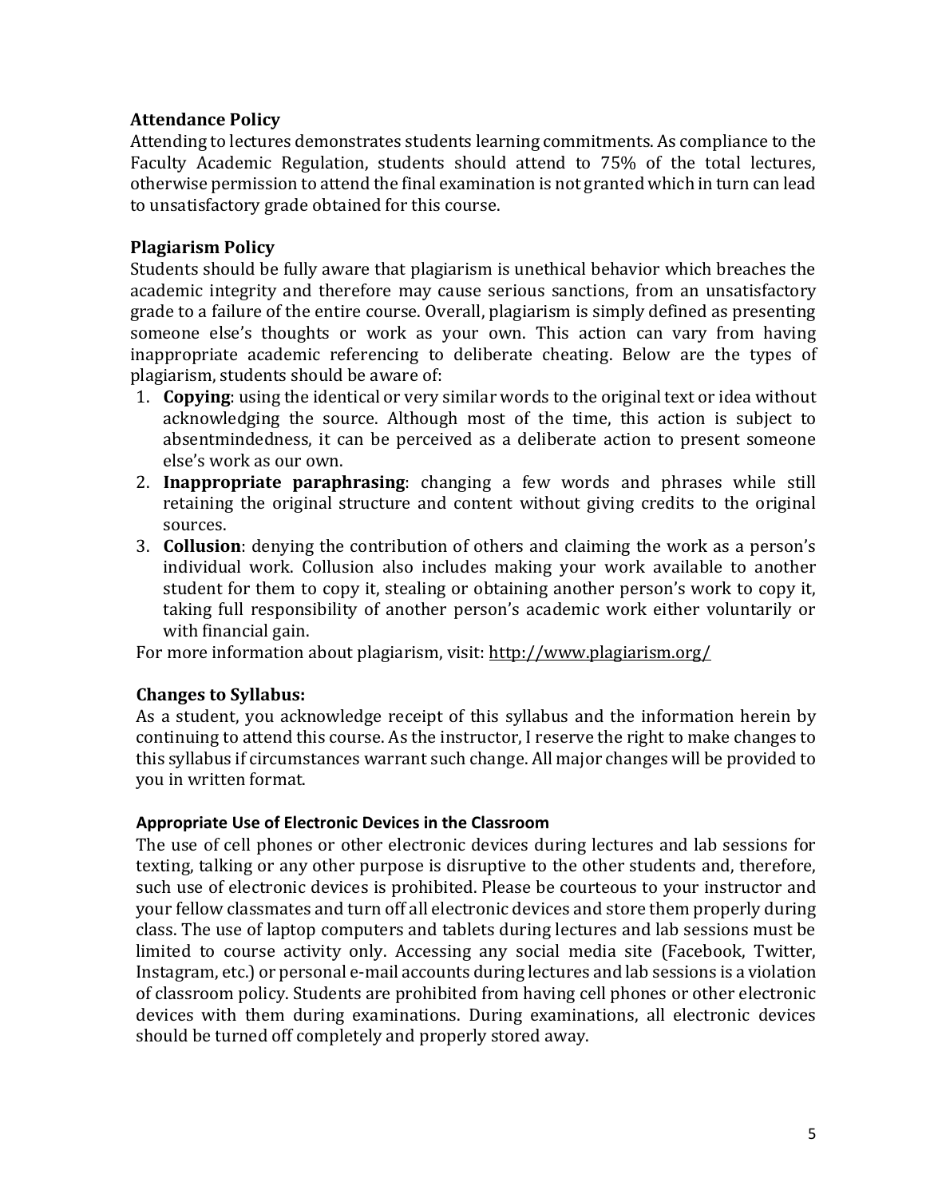### Attendance Policy

Attending to lectures demonstrates students learning commitments. As compliance to the Faculty Academic Regulation, students should attend to 75% of the total lectures, otherwise permission to attend the final examination is not granted which in turn can lead to unsatisfactory grade obtained for this course.

### Plagiarism Policy

Students should be fully aware that plagiarism is unethical behavior which breaches the academic integrity and therefore may cause serious sanctions, from an unsatisfactory grade to a failure of the entire course. Overall, plagiarism is simply defined as presenting someone else's thoughts or work as your own. This action can vary from having inappropriate academic referencing to deliberate cheating. Below are the types of plagiarism, students should be aware of:

1. **Copying**: using the identical or very similar words to the original text or idea without acknowledging the source. Although most of the time, this action is subject to absentmindedness, it can be perceived as a deliberate action to present someone else's work as our own.
2. **Inappropriate paraphrasing**: changing a few words and phrases while still retaining the original structure and content without giving credits to the original sources.
3. **Collusion**: denying the contribution of others and claiming the work as a person's individual work. Collusion also includes making your work available to another student for them to copy it, stealing or obtaining another person's work to copy it, taking full responsibility of another person's academic work either voluntarily or with financial gain.

For more information about plagiarism, visit: http://www.plagiarism.org/

### Changes to Syllabus:

As a student, you acknowledge receipt of this syllabus and the information herein by continuing to attend this course. As the instructor, I reserve the right to make changes to this syllabus if circumstances warrant such change. All major changes will be provided to you in written format.

#### Appropriate Use of Electronic Devices in the Classroom

The use of cell phones or other electronic devices during lectures and lab sessions for texting, talking or any other purpose is disruptive to the other students and, therefore, such use of electronic devices is prohibited. Please be courteous to your instructor and your fellow classmates and turn off all electronic devices and store them properly during class. The use of laptop computers and tablets during lectures and lab sessions must be limited to course activity only. Accessing any social media site (Facebook, Twitter, Instagram, etc.) or personal e-mail accounts during lectures and lab sessions is a violation of classroom policy. Students are prohibited from having cell phones or other electronic devices with them during examinations. During examinations, all electronic devices should be turned off completely and properly stored away.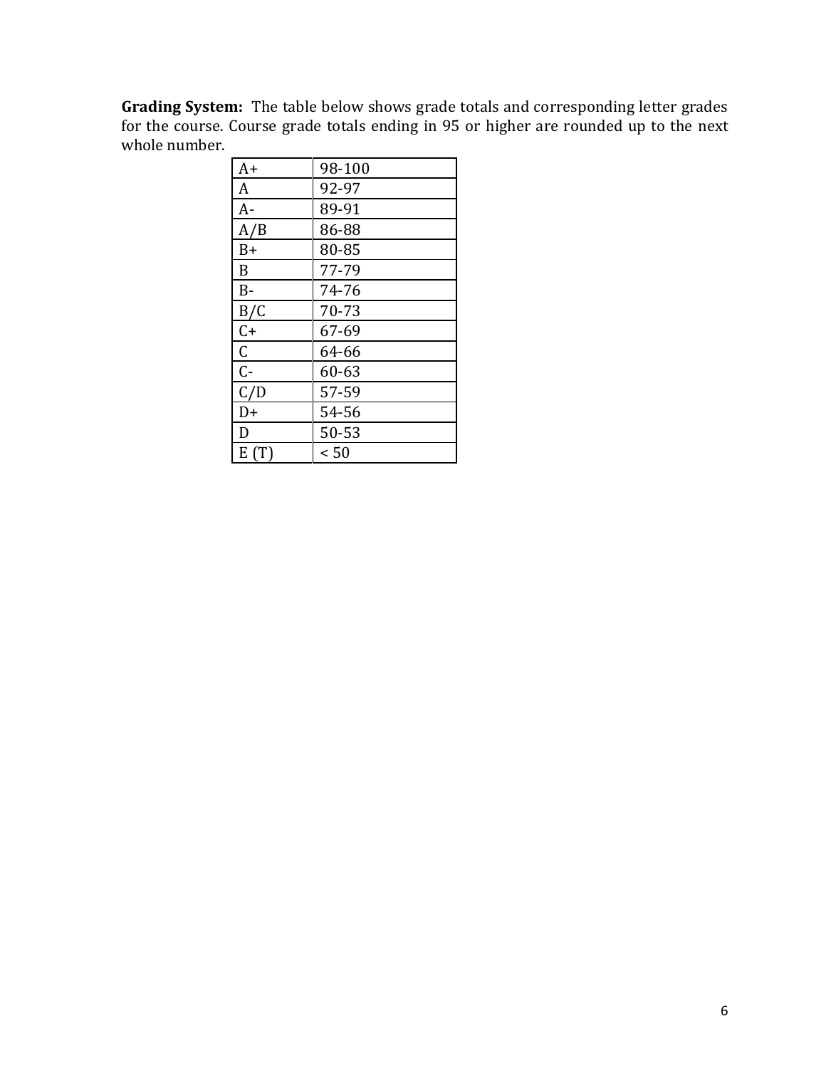**Grading System:** The table below shows grade totals and corresponding letter grades for the course. Course grade totals ending in 95 or higher are rounded up to the next whole number.

| | |
|---|---|
| A+ | 98-100 |
| A | 92-97 |
| A- | 89-91 |
| A/B | 86-88 |
| B+ | 80-85 |
| B | 77-79 |
| B- | 74-76 |
| B/C | 70-73 |
| C+ | 67-69 |
| C | 64-66 |
| C- | 60-63 |
| C/D | 57-59 |
| D+ | 54-56 |
| D | 50-53 |
| E (T) | < 50 |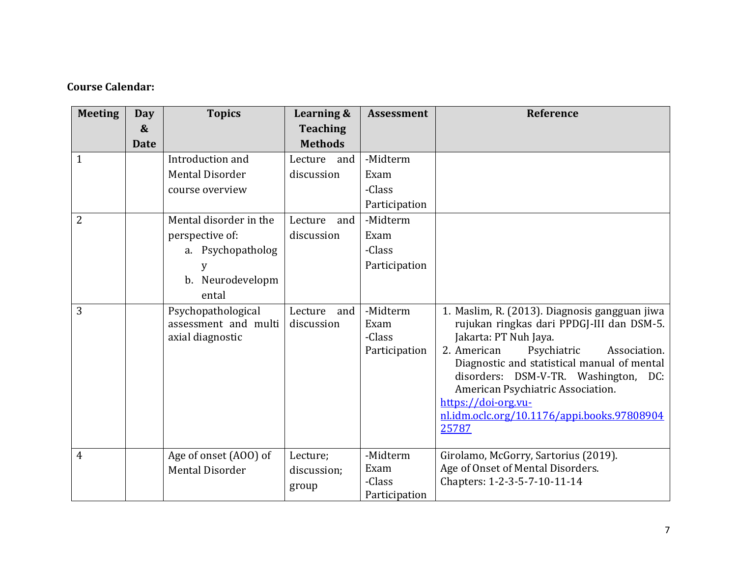**Course Calendar:**

| Meeting | Day & Date | Topics | Learning & Teaching Methods | Assessment | Reference |
|---|---|---|---|---|---|
| 1 | | Introduction and Mental Disorder course overview | Lecture and discussion | -Midterm Exam<br>-Class Participation | |
| 2 | | Mental disorder in the perspective of:<br>a. Psychopathology<br>b. Neurodevelopmental | Lecture and discussion | -Midterm Exam<br>-Class Participation | |
| 3 | | Psychopathological assessment and multi axial diagnostic | Lecture and discussion | -Midterm Exam<br>-Class Participation | 1. Maslim, R. (2013). Diagnosis gangguan jiwa rujukan ringkas dari PPDGJ-III dan DSM-5. Jakarta: PT Nuh Jaya.<br>2. American Psychiatric Association. Diagnostic and statistical manual of mental disorders: DSM-V-TR. Washington, DC: American Psychiatric Association.<br>https://doi-org.vu-nl.idm.oclc.org/10.1176/appi.books.9780890425787 |
| 4 | | Age of onset (AOO) of Mental Disorder | Lecture; discussion; group | -Midterm Exam<br>-Class Participation | Girolamo, McGorry, Sartorius (2019). Age of Onset of Mental Disorders. Chapters: 1-2-3-5-7-10-11-14 |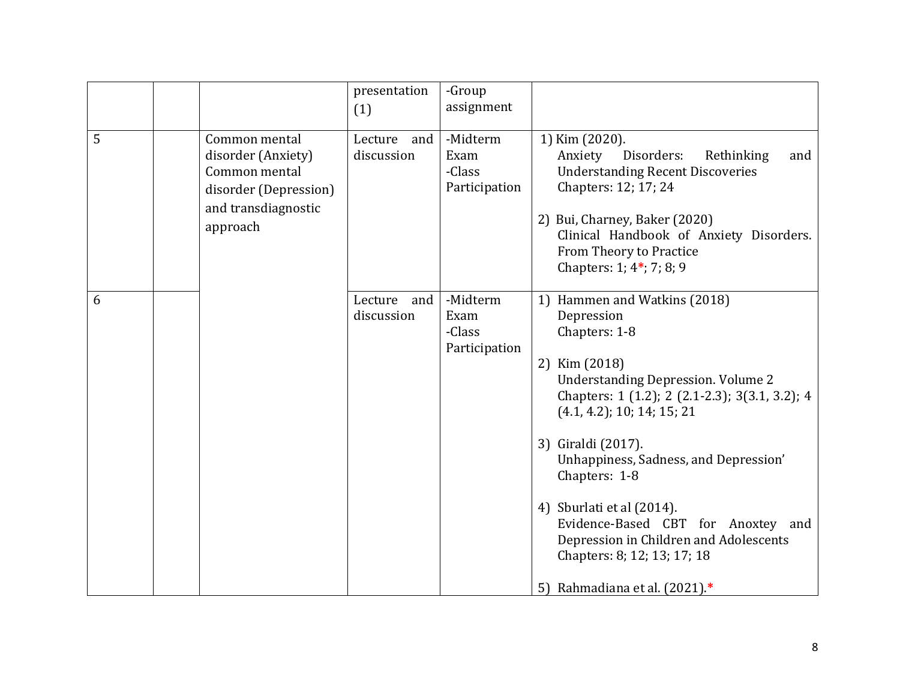| | | | presentation (1) | -Group assignment | |
|---|---|---|---|---|---|
| 5 | | Common mental disorder (Anxiety) Common mental disorder (Depression) and transdiagnostic approach | Lecture and discussion | -Midterm Exam<br>-Class Participation | 1) Kim (2020).<br>Anxiety Disorders: Rethinking and Understanding Recent Discoveries<br>Chapters: 12; 17; 24<br><br>2) Bui, Charney, Baker (2020)<br>Clinical Handbook of Anxiety Disorders. From Theory to Practice<br>Chapters: 1; 4*; 7; 8; 9 |
| 6 | | | Lecture and discussion | -Midterm Exam<br>-Class Participation | 1) Hammen and Watkins (2018)<br>Depression<br>Chapters: 1-8<br><br>2) Kim (2018)<br>Understanding Depression. Volume 2<br>Chapters: 1 (1.2); 2 (2.1-2.3); 3(3.1, 3.2); 4 (4.1, 4.2); 10; 14; 15; 21<br><br>3) Giraldi (2017).<br>Unhappiness, Sadness, and Depression'<br>Chapters: 1-8<br><br>4) Sburlati et al (2014).<br>Evidence-Based CBT for Anoxtey and Depression in Children and Adolescents<br>Chapters: 8; 12; 13; 17; 18<br><br>5) Rahmadiana et al. (2021).* |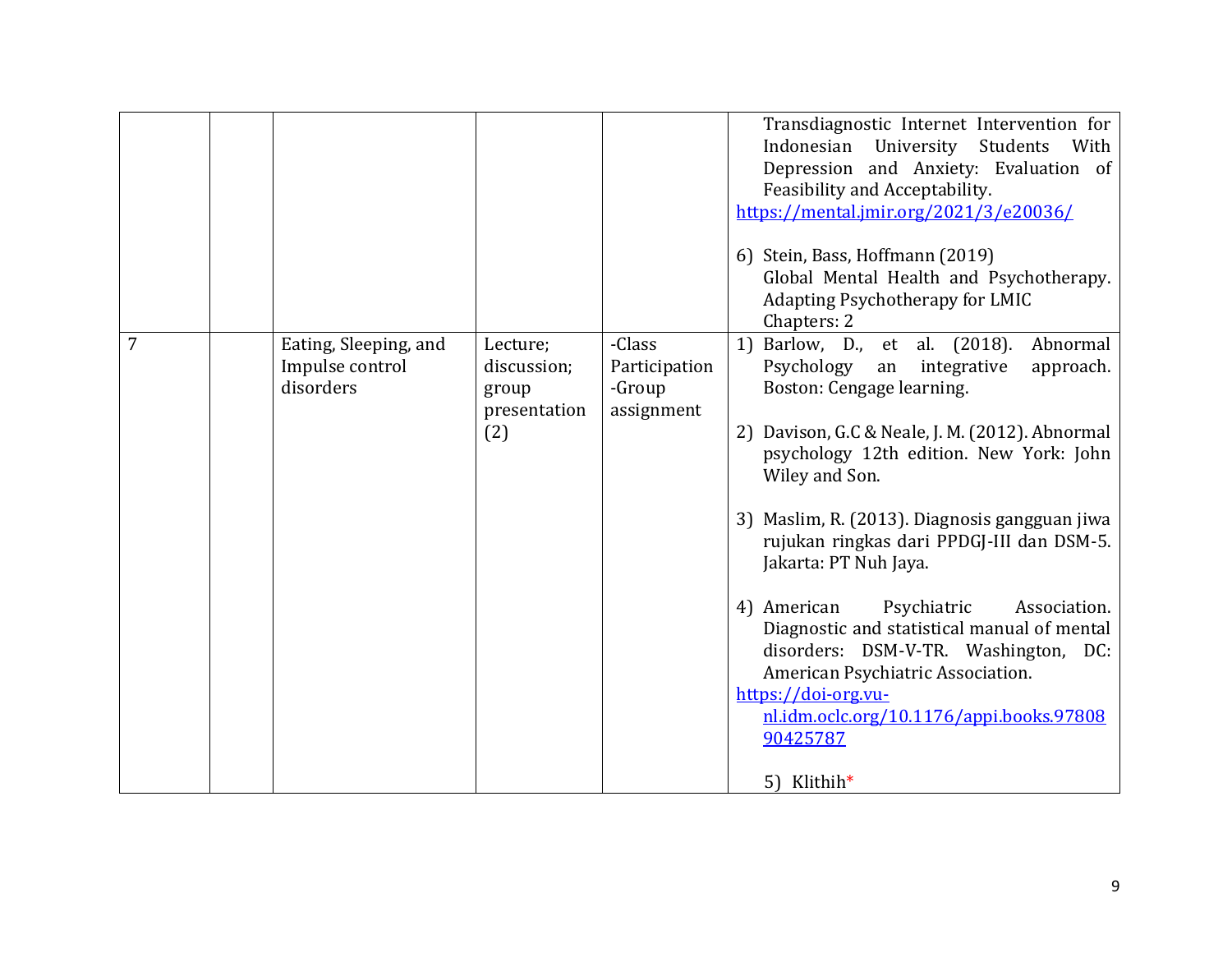| | | | | | |
|---|---|---|---|---|---|
| | | | | | Transdiagnostic Internet Intervention for Indonesian University Students With Depression and Anxiety: Evaluation of Feasibility and Acceptability. https://mental.jmir.org/2021/3/e20036/<br><br>6) Stein, Bass, Hoffmann (2019) Global Mental Health and Psychotherapy. Adapting Psychotherapy for LMIC Chapters: 2 |
| 7 | | Eating, Sleeping, and Impulse control disorders | Lecture; discussion; group presentation (2) | -Class Participation -Group assignment | 1) Barlow, D., et al. (2018). Abnormal Psychology an integrative approach. Boston: Cengage learning.<br><br>2) Davison, G.C & Neale, J. M. (2012). Abnormal psychology 12th edition. New York: John Wiley and Son.<br><br>3) Maslim, R. (2013). Diagnosis gangguan jiwa rujukan ringkas dari PPDGJ-III dan DSM-5. Jakarta: PT Nuh Jaya.<br><br>4) American Psychiatric Association. Diagnostic and statistical manual of mental disorders: DSM-V-TR. Washington, DC: American Psychiatric Association. https://doi-org.vu-nl.idm.oclc.org/10.1176/appi.books.9780890425787<br><br>5) Klithih* |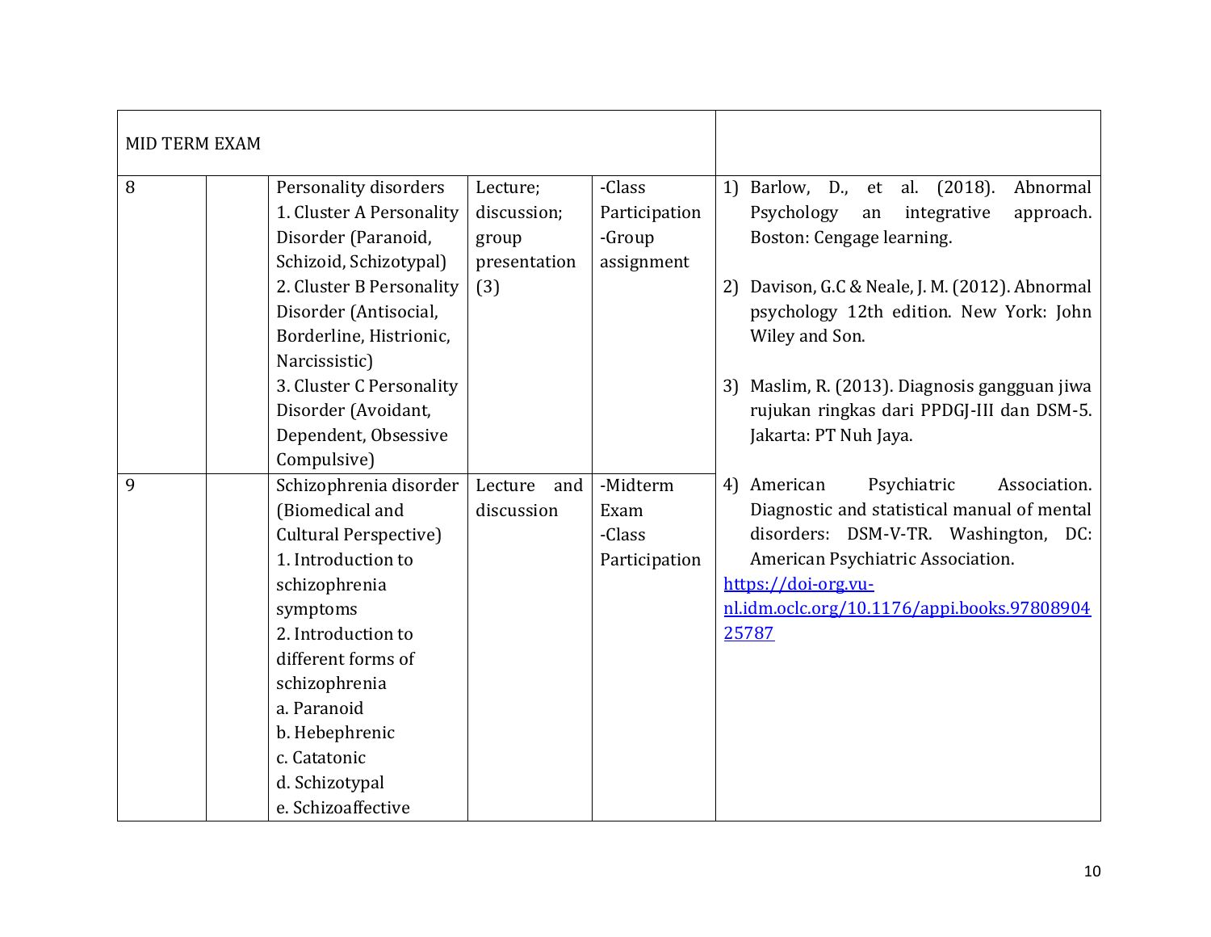| MID TERM EXAM | | | | | |
|---|---|---|---|---|---|
| 8 | | Personality disorders<br>1. Cluster A Personality Disorder (Paranoid, Schizoid, Schizotypal)<br>2. Cluster B Personality Disorder (Antisocial, Borderline, Histrionic, Narcissistic)<br>3. Cluster C Personality Disorder (Avoidant, Dependent, Obsessive Compulsive) | Lecture; discussion; group presentation (3) | -Class Participation<br>-Group assignment | 1) Barlow, D., et al. (2018). Abnormal Psychology an integrative approach. Boston: Cengage learning.<br><br>2) Davison, G.C & Neale, J. M. (2012). Abnormal psychology 12th edition. New York: John Wiley and Son.<br><br>3) Maslim, R. (2013). Diagnosis gangguan jiwa rujukan ringkas dari PPDGJ-III dan DSM-5. Jakarta: PT Nuh Jaya.<br><br>4) American Psychiatric Association. Diagnostic and statistical manual of mental disorders: DSM-V-TR. Washington, DC: American Psychiatric Association. https://doi-org.vu-nl.idm.oclc.org/10.1176/appi.books.9780890425787 |
| 9 | | Schizophrenia disorder (Biomedical and Cultural Perspective)<br>1. Introduction to schizophrenia symptoms<br>2. Introduction to different forms of schizophrenia<br>a. Paranoid<br>b. Hebephrenic<br>c. Catatonic<br>d. Schizotypal<br>e. Schizoaffective | Lecture and discussion | -Midterm Exam<br>-Class Participation | |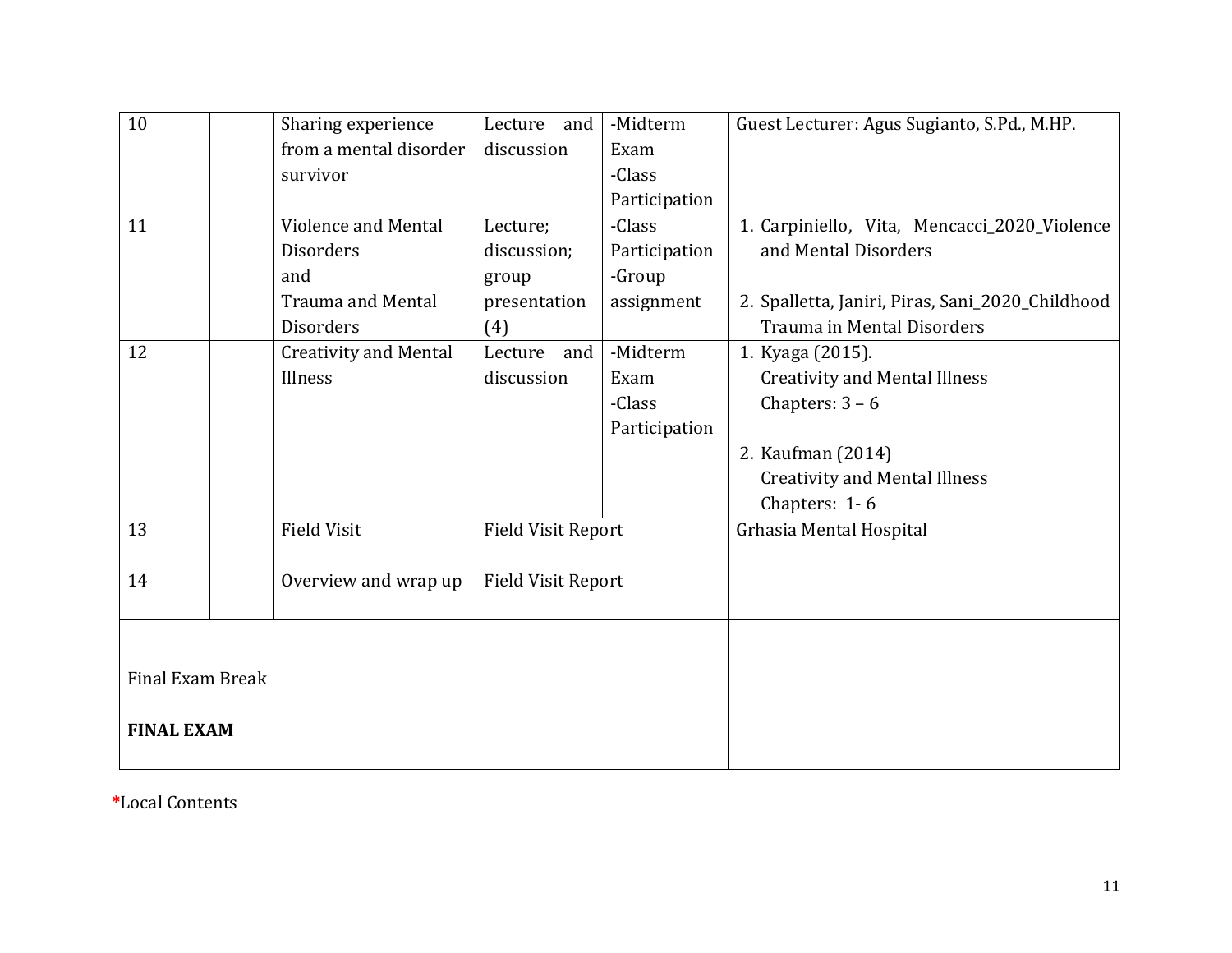| | | | | | |
|---|---|---|---|---|---|
| 10 | | Sharing experience from a mental disorder survivor | Lecture and discussion | -Midterm Exam<br>-Class Participation | Guest Lecturer: Agus Sugianto, S.Pd., M.HP. |
| 11 | | Violence and Mental Disorders<br>and<br>Trauma and Mental Disorders | Lecture; discussion; group presentation (4) | -Class Participation<br>-Group assignment | 1. Carpiniello, Vita, Mencacci_2020_Violence and Mental Disorders<br><br>2. Spalletta, Janiri, Piras, Sani_2020_Childhood Trauma in Mental Disorders |
| 12 | | Creativity and Mental Illness | Lecture and discussion | -Midterm Exam<br>-Class Participation | 1. Kyaga (2015).<br>Creativity and Mental Illness<br>Chapters: 3 – 6<br><br>2. Kaufman (2014)<br>Creativity and Mental Illness<br>Chapters: 1- 6 |
| 13 | | Field Visit | Field Visit Report | | Grhasia Mental Hospital |
| 14 | | Overview and wrap up | Field Visit Report | | |
| Final Exam Break | | | | | |
| **FINAL EXAM** | | | | | |

*Local Contents